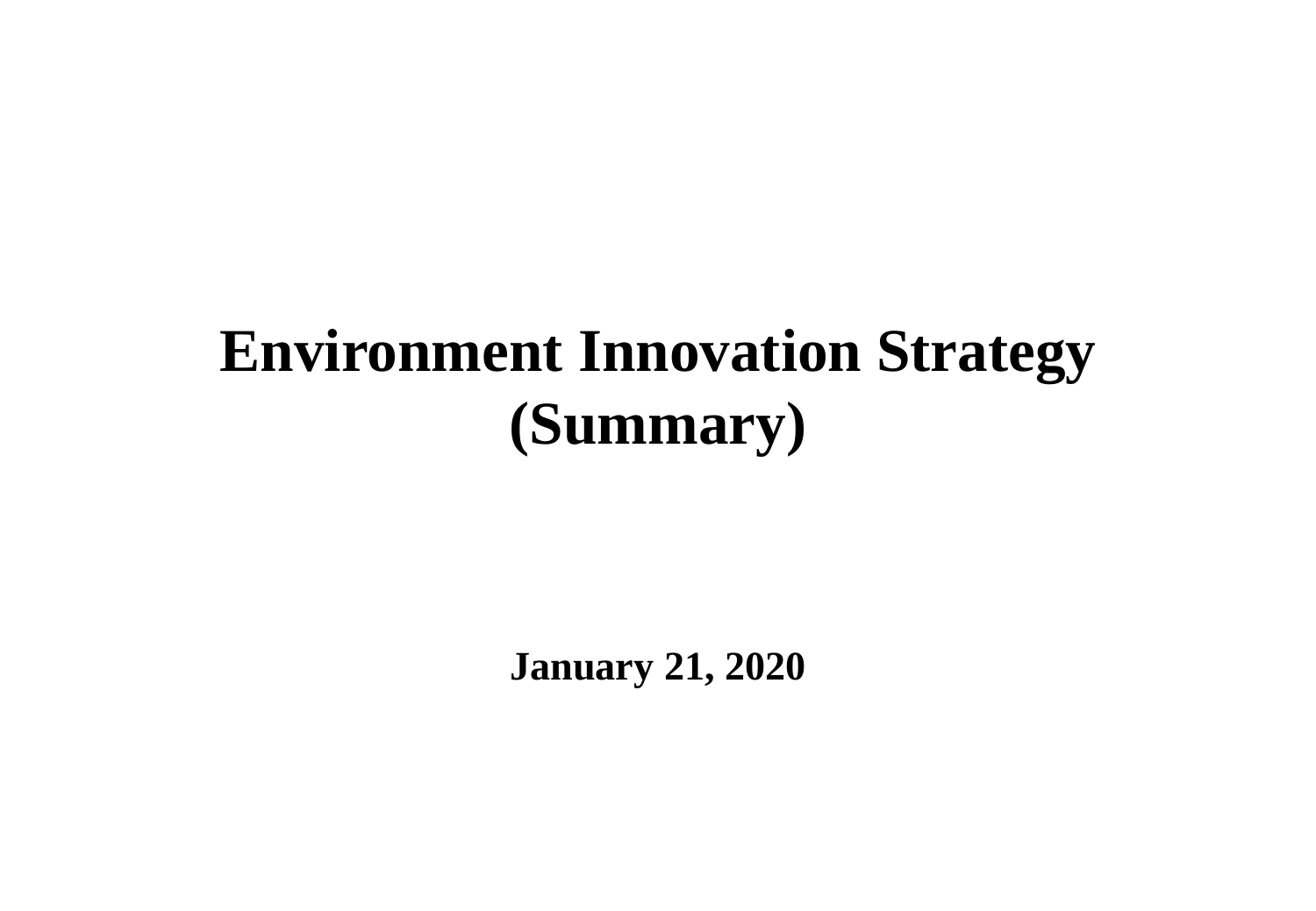# Environment Innovation Strategy (Summary)

**January 21, 2020**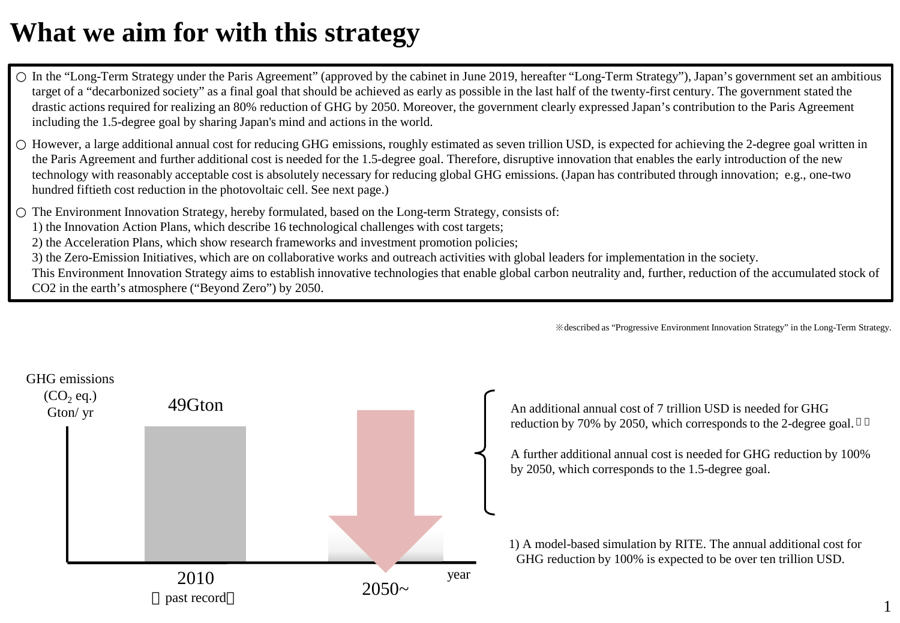# What we aim for with this strategy

- In the "Long-Term Strategy under the Paris Agreement" (approved by the cabinet in June 2019, hereafter "Long-Term Strategy"), Japan's government set an ambitious target of a "decarbonized society" as a final goal that should be achieved as early as possible in the last half of the twenty-first century. The government stated the drastic actions required for realizing an 80% reduction of GHG by 2050. Moreover, the government clearly expressed Japan's contribution to the Paris Agreement including the 1.5-degree goal by sharing Japan's mind and actions in the world.
- However, a large additional annual cost for reducing GHG emissions, roughly estimated as seven trillion USD, is expected for achieving the 2-degree goal written in the Paris Agreement and further additional cost is needed for the 1.5-degree goal. Therefore, disruptive innovation that enables the early introduction of the new technology with reasonably acceptable cost is absolutely necessary for reducing global GHG emissions. (Japan has contributed through innovation; e.g., one-two hundred fiftieth cost reduction in the photovoltaic cell. See next page.)
- The Environment Innovation Strategy, hereby formulated, based on the Long-term Strategy, consists of:
  1) the Innovation Action Plans, which describe 16 technological challenges with cost targets;
  2) the Acceleration Plans, which show research frameworks and investment promotion policies;
  3) the Zero-Emission Initiatives, which are on collaborative works and outreach activities with global leaders for implementation in the society.
  This Environment Innovation Strategy aims to establish innovative technologies that enable global carbon neutrality and, further, reduction of the accumulated stock of CO2 in the earth's atmosphere ("Beyond Zero") by 2050.

※described as "Progressive Environment Innovation Strategy" in the Long-Term Strategy.

GHG emissions ($CO_2$ eq.) Gton/ yr

49Gton

2010 (past record)

2050~

year

An additional annual cost of 7 trillion USD is needed for GHG reduction by 70% by 2050, which corresponds to the 2-degree goal.[1]

A further additional annual cost is needed for GHG reduction by 100% by 2050, which corresponds to the 1.5-degree goal.

1) A model-based simulation by RITE. The annual additional cost for GHG reduction by 100% is expected to be over ten trillion USD.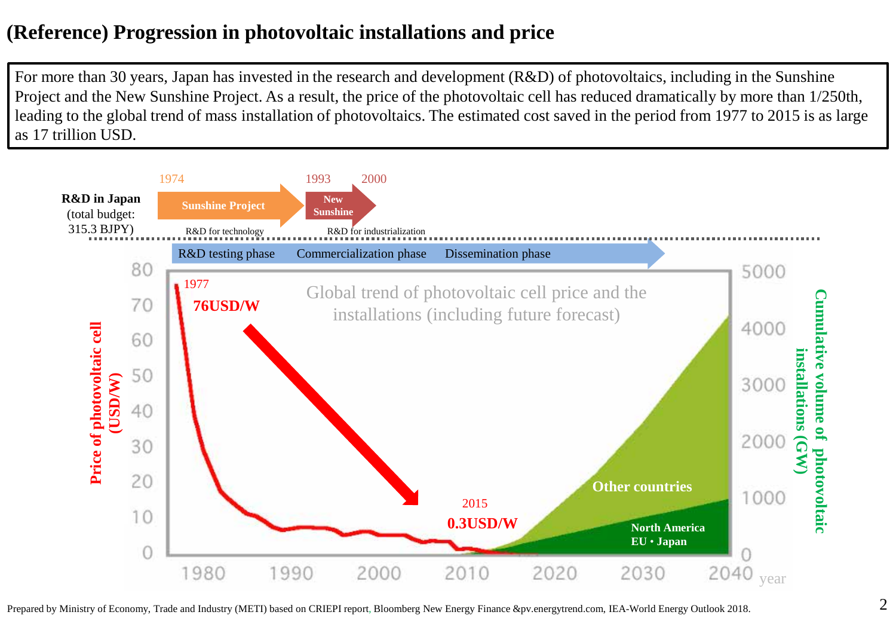# (Reference) Progression in photovoltaic installations and price

For more than 30 years, Japan has invested in the research and development (R&D) of photovoltaics, including in the Sunshine Project and the New Sunshine Project. As a result, the price of the photovoltaic cell has reduced dramatically by more than 1/250th, leading to the global trend of mass installation of photovoltaics. The estimated cost saved in the period from 1977 to 2015 is as large as 17 trillion USD.

**R&D in Japan** (total budget: 315.3 BJPY)

- 1974 **Sunshine Project** — R&D for technology
- 1993–2000 **New Sunshine** — R&D for industrialization

R&D testing phase → Commercialization phase → Dissemination phase

Global trend of photovoltaic cell price and the installations (including future forecast)

- Price of photovoltaic cell (USD/W): 1977 **76USD/W** → 2015 **0.3USD/W**
- Cumulative volume of photovoltaic installations (GW): **Other countries**; **North America EU • Japan**

Prepared by Ministry of Economy, Trade and Industry (METI) based on CRIEPI report, Bloomberg New Energy Finance &pv.energytrend.com, IEA-World Energy Outlook 2018.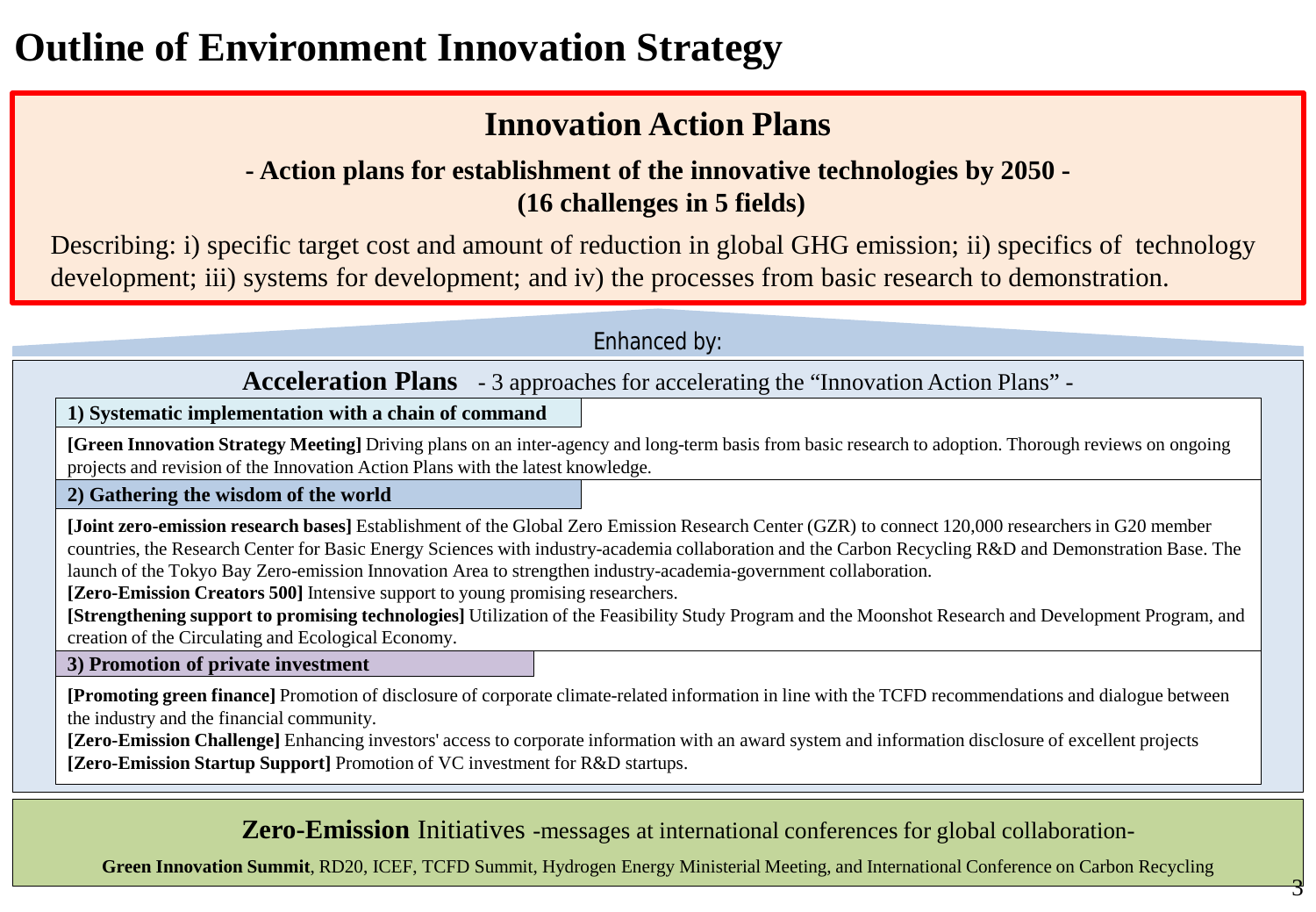# Outline of Environment Innovation Strategy

## Innovation Action Plans

**- Action plans for establishment of the innovative technologies by 2050 -**
**(16 challenges in 5 fields)**

Describing: i) specific target cost and amount of reduction in global GHG emission; ii) specifics of technology development; iii) systems for development; and iv) the processes from basic research to demonstration.

Enhanced by:

## Acceleration Plans - 3 approaches for accelerating the "Innovation Action Plans" -

### 1) Systematic implementation with a chain of command

**[Green Innovation Strategy Meeting]** Driving plans on an inter-agency and long-term basis from basic research to adoption. Thorough reviews on ongoing projects and revision of the Innovation Action Plans with the latest knowledge.

### 2) Gathering the wisdom of the world

**[Joint zero-emission research bases]** Establishment of the Global Zero Emission Research Center (GZR) to connect 120,000 researchers in G20 member countries, the Research Center for Basic Energy Sciences with industry-academia collaboration and the Carbon Recycling R&D and Demonstration Base. The launch of the Tokyo Bay Zero-emission Innovation Area to strengthen industry-academia-government collaboration.

**[Zero-Emission Creators 500]** Intensive support to young promising researchers.

**[Strengthening support to promising technologies]** Utilization of the Feasibility Study Program and the Moonshot Research and Development Program, and creation of the Circulating and Ecological Economy.

### 3) Promotion of private investment

**[Promoting green finance]** Promotion of disclosure of corporate climate-related information in line with the TCFD recommendations and dialogue between the industry and the financial community.

**[Zero-Emission Challenge]** Enhancing investors' access to corporate information with an award system and information disclosure of excellent projects

**[Zero-Emission Startup Support]** Promotion of VC investment for R&D startups.

## Zero-Emission Initiatives -messages at international conferences for global collaboration-

**Green Innovation Summit**, RD20, ICEF, TCFD Summit, Hydrogen Energy Ministerial Meeting, and International Conference on Carbon Recycling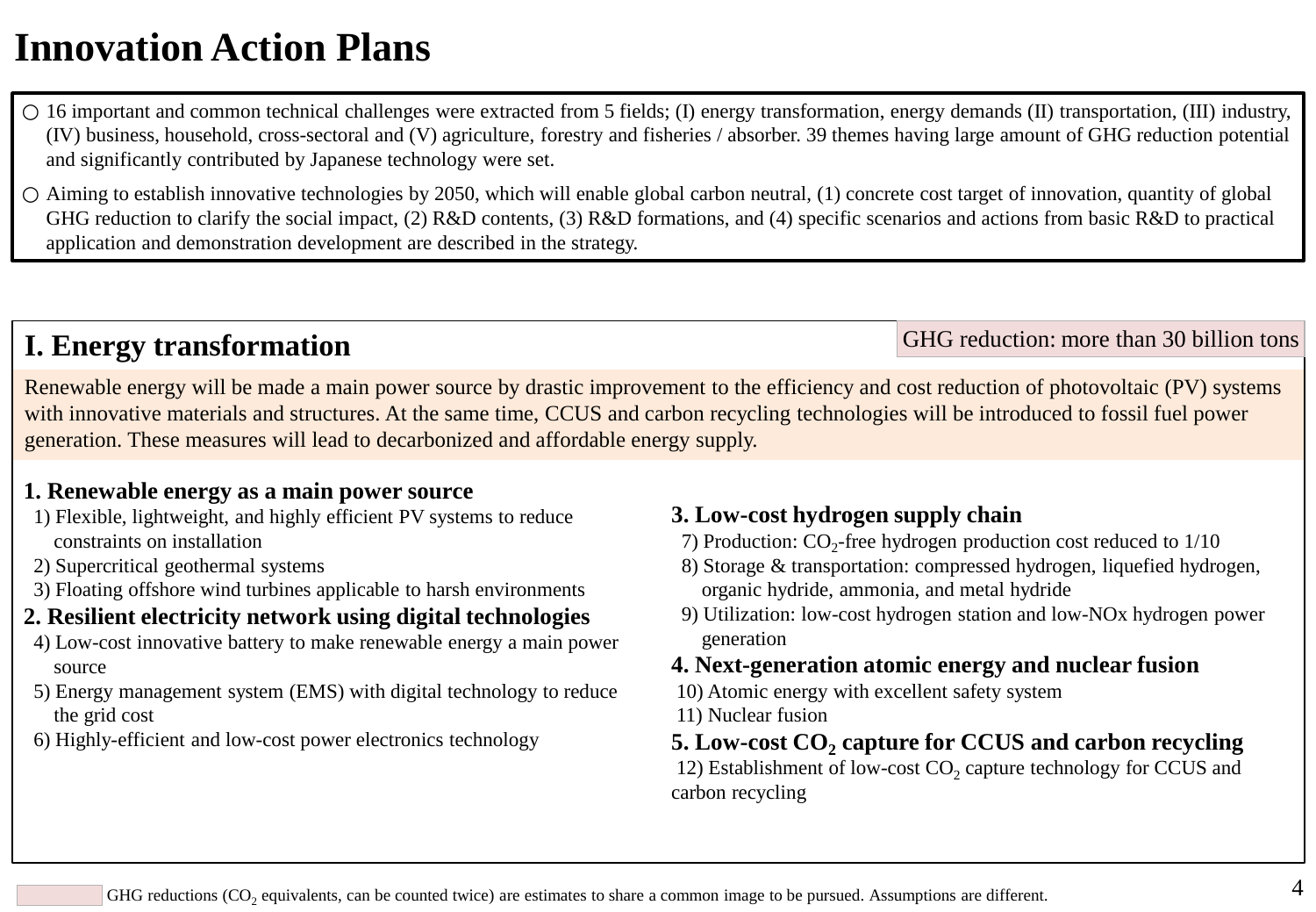# Innovation Action Plans

- ○ 16 important and common technical challenges were extracted from 5 fields; (I) energy transformation, energy demands (II) transportation, (III) industry, (IV) business, household, cross-sectoral and (V) agriculture, forestry and fisheries / absorber. 39 themes having large amount of GHG reduction potential and significantly contributed by Japanese technology were set.
- ○ Aiming to establish innovative technologies by 2050, which will enable global carbon neutral, (1) concrete cost target of innovation, quantity of global GHG reduction to clarify the social impact, (2) R&D contents, (3) R&D formations, and (4) specific scenarios and actions from basic R&D to practical application and demonstration development are described in the strategy.

## I. Energy transformation

GHG reduction: more than 30 billion tons

Renewable energy will be made a main power source by drastic improvement to the efficiency and cost reduction of photovoltaic (PV) systems with innovative materials and structures. At the same time, CCUS and carbon recycling technologies will be introduced to fossil fuel power generation. These measures will lead to decarbonized and affordable energy supply.

**1. Renewable energy as a main power source**

1) Flexible, lightweight, and highly efficient PV systems to reduce constraints on installation
2) Supercritical geothermal systems
3) Floating offshore wind turbines applicable to harsh environments

**2. Resilient electricity network using digital technologies**

4) Low-cost innovative battery to make renewable energy a main power source
5) Energy management system (EMS) with digital technology to reduce the grid cost
6) Highly-efficient and low-cost power electronics technology

**3. Low-cost hydrogen supply chain**

7) Production: $CO_2$-free hydrogen production cost reduced to 1/10
8) Storage & transportation: compressed hydrogen, liquefied hydrogen, organic hydride, ammonia, and metal hydride
9) Utilization: low-cost hydrogen station and low-NOx hydrogen power generation

**4. Next-generation atomic energy and nuclear fusion**

10) Atomic energy with excellent safety system
11) Nuclear fusion

**5. Low-cost $CO_2$ capture for CCUS and carbon recycling**

12) Establishment of low-cost $CO_2$ capture technology for CCUS and carbon recycling

GHG reductions ($CO_2$ equivalents, can be counted twice) are estimates to share a common image to be pursued. Assumptions are different.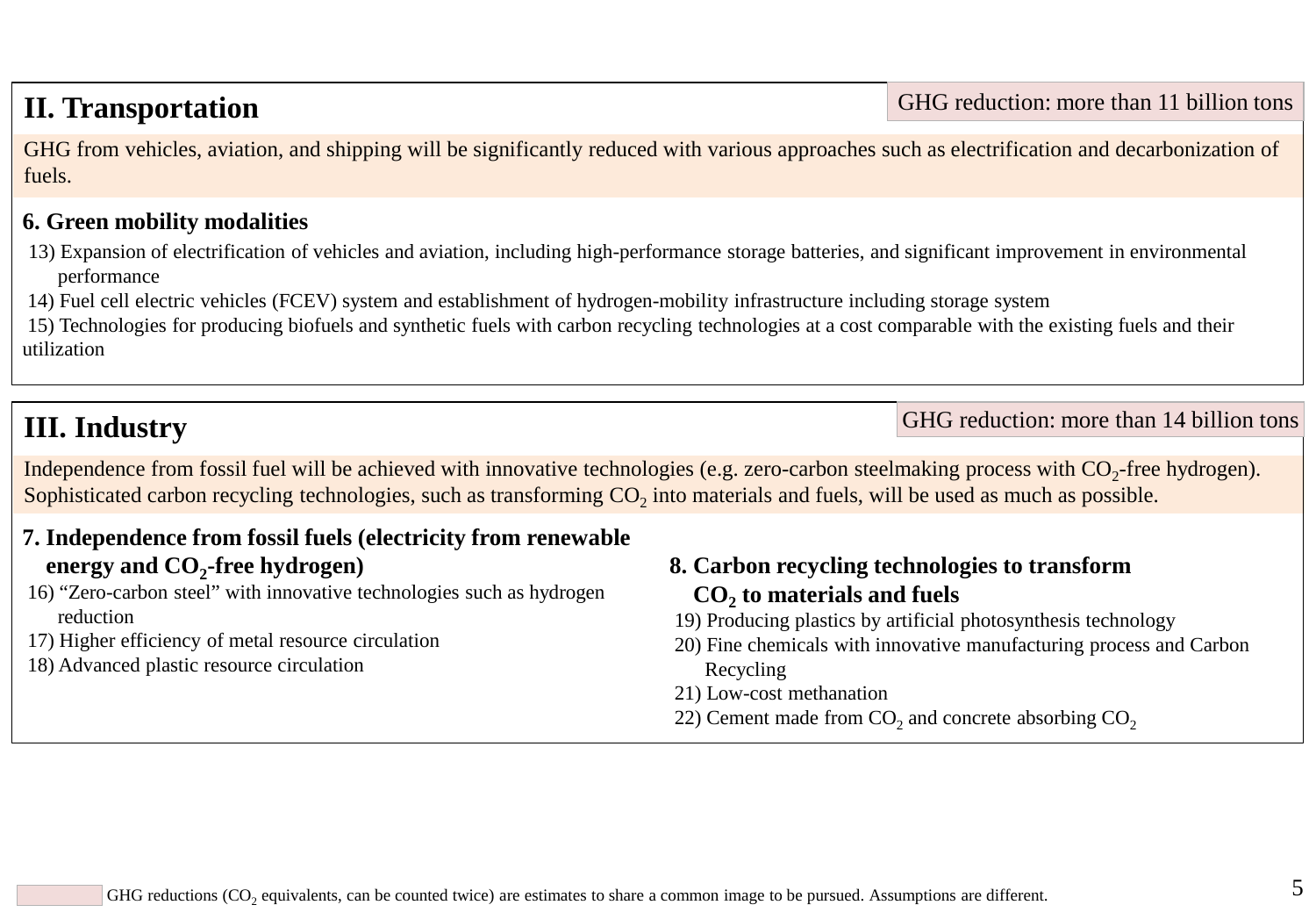## II. Transportation

GHG reduction: more than 11 billion tons

GHG from vehicles, aviation, and shipping will be significantly reduced with various approaches such as electrification and decarbonization of fuels.

### 6. Green mobility modalities

13) Expansion of electrification of vehicles and aviation, including high-performance storage batteries, and significant improvement in environmental performance
14) Fuel cell electric vehicles (FCEV) system and establishment of hydrogen-mobility infrastructure including storage system
15) Technologies for producing biofuels and synthetic fuels with carbon recycling technologies at a cost comparable with the existing fuels and their utilization

## III. Industry

GHG reduction: more than 14 billion tons

Independence from fossil fuel will be achieved with innovative technologies (e.g. zero-carbon steelmaking process with $CO_2$-free hydrogen). Sophisticated carbon recycling technologies, such as transforming $CO_2$ into materials and fuels, will be used as much as possible.

### 7. Independence from fossil fuels (electricity from renewable energy and $CO_2$-free hydrogen)

16) "Zero-carbon steel" with innovative technologies such as hydrogen reduction
17) Higher efficiency of metal resource circulation
18) Advanced plastic resource circulation

### 8. Carbon recycling technologies to transform $CO_2$ to materials and fuels

19) Producing plastics by artificial photosynthesis technology
20) Fine chemicals with innovative manufacturing process and Carbon Recycling
21) Low-cost methanation
22) Cement made from $CO_2$ and concrete absorbing $CO_2$

GHG reductions ($CO_2$ equivalents, can be counted twice) are estimates to share a common image to be pursued. Assumptions are different.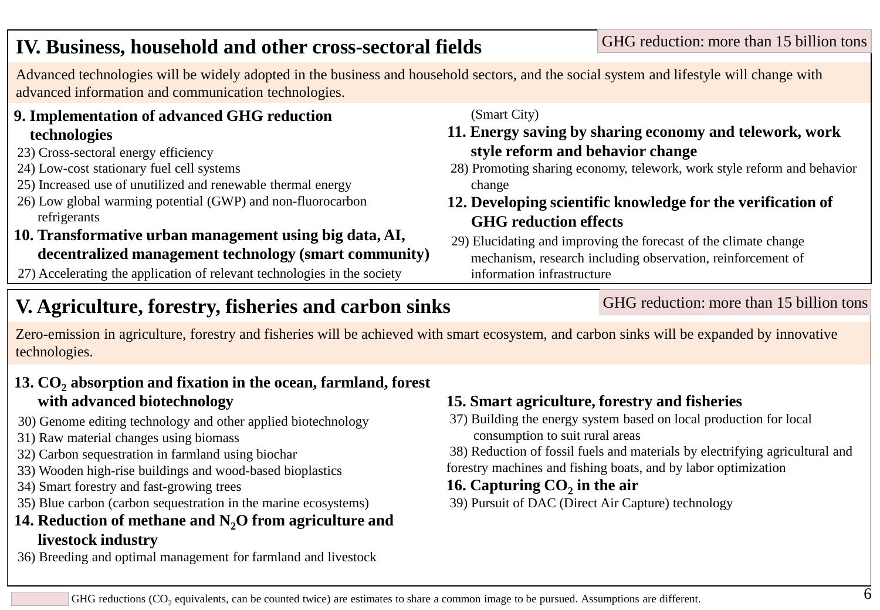## IV. Business, household and other cross-sectoral fields

GHG reduction: more than 15 billion tons

Advanced technologies will be widely adopted in the business and household sectors, and the social system and lifestyle will change with advanced information and communication technologies.

**9. Implementation of advanced GHG reduction technologies**

23) Cross-sectoral energy efficiency
24) Low-cost stationary fuel cell systems
25) Increased use of unutilized and renewable thermal energy
26) Low global warming potential (GWP) and non-fluorocarbon refrigerants

**10. Transformative urban management using big data, AI, decentralized management technology (smart community)**

27) Accelerating the application of relevant technologies in the society (Smart City)

**11. Energy saving by sharing economy and telework, work style reform and behavior change**

28) Promoting sharing economy, telework, work style reform and behavior change

**12. Developing scientific knowledge for the verification of GHG reduction effects**

29) Elucidating and improving the forecast of the climate change mechanism, research including observation, reinforcement of information infrastructure

## V. Agriculture, forestry, fisheries and carbon sinks

GHG reduction: more than 15 billion tons

Zero-emission in agriculture, forestry and fisheries will be achieved with smart ecosystem, and carbon sinks will be expanded by innovative technologies.

**13. $CO_2$ absorption and fixation in the ocean, farmland, forest with advanced biotechnology**

30) Genome editing technology and other applied biotechnology
31) Raw material changes using biomass
32) Carbon sequestration in farmland using biochar
33) Wooden high-rise buildings and wood-based bioplastics
34) Smart forestry and fast-growing trees
35) Blue carbon (carbon sequestration in the marine ecosystems)

**14. Reduction of methane and $N_2O$ from agriculture and livestock industry**

36) Breeding and optimal management for farmland and livestock

**15. Smart agriculture, forestry and fisheries**

37) Building the energy system based on local production for local consumption to suit rural areas
38) Reduction of fossil fuels and materials by electrifying agricultural and forestry machines and fishing boats, and by labor optimization

**16. Capturing $CO_2$ in the air**

39) Pursuit of DAC (Direct Air Capture) technology

GHG reductions ($CO_2$ equivalents, can be counted twice) are estimates to share a common image to be pursued. Assumptions are different.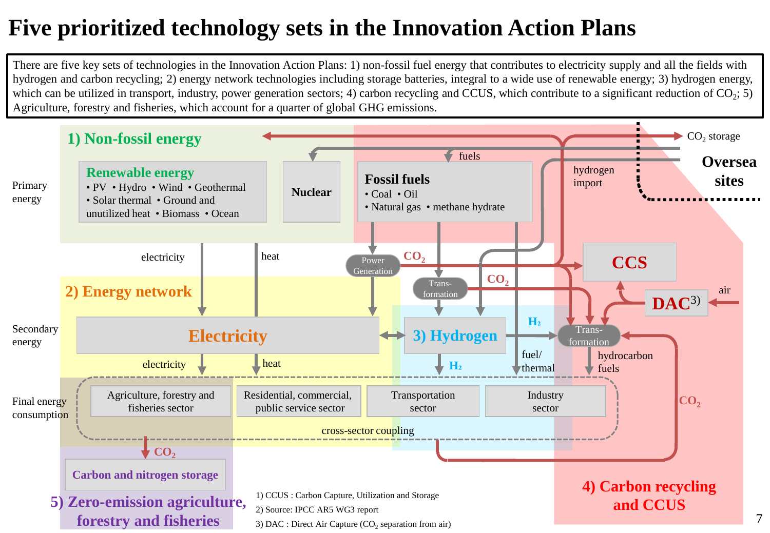# Five prioritized technology sets in the Innovation Action Plans

There are five key sets of technologies in the Innovation Action Plans: 1) non-fossil fuel energy that contributes to electricity supply and all the fields with hydrogen and carbon recycling; 2) energy network technologies including storage batteries, integral to a wide use of renewable energy; 3) hydrogen energy, which can be utilized in transport, industry, power generation sectors; 4) carbon recycling and CCUS, which contribute to a significant reduction of $CO_2$; 5) Agriculture, forestry and fisheries, which account for a quarter of global GHG emissions.

**1) Non-fossil energy**

Primary energy

**Renewable energy**
- PV
- Hydro
- Wind
- Geothermal
- Solar thermal
- Ground and unutilized heat
- Biomass
- Ocean

**Nuclear**

**Fossil fuels**
- Coal
- Oil
- Natural gas
- methane hydrate

fuels

hydrogen import

$CO_2$ storage

**Oversea sites**

electricity

heat

Power Generation

$CO_2$

**CCS**

Trans-formation

$CO_2$

**DAC**[3]

air

**2) Energy network**

Secondary energy

**Electricity**

**3) Hydrogen**

$H_2$

Trans-formation

electricity

heat

$H_2$

fuel/ thermal

hydrocarbon fuels

Final energy consumption

| Agriculture, forestry and fisheries sector | Residential, commercial, public service sector | Transportation sector | Industry sector |
|---|---|---|---|

cross-sector coupling

$CO_2$

$CO_2$

**Carbon and nitrogen storage**

**5) Zero-emission agriculture, forestry and fisheries**

**4) Carbon recycling and CCUS**

1) CCUS : Carbon Capture, Utilization and Storage

2) Source: IPCC AR5 WG3 report

3) DAC : Direct Air Capture ($CO_2$ separation from air)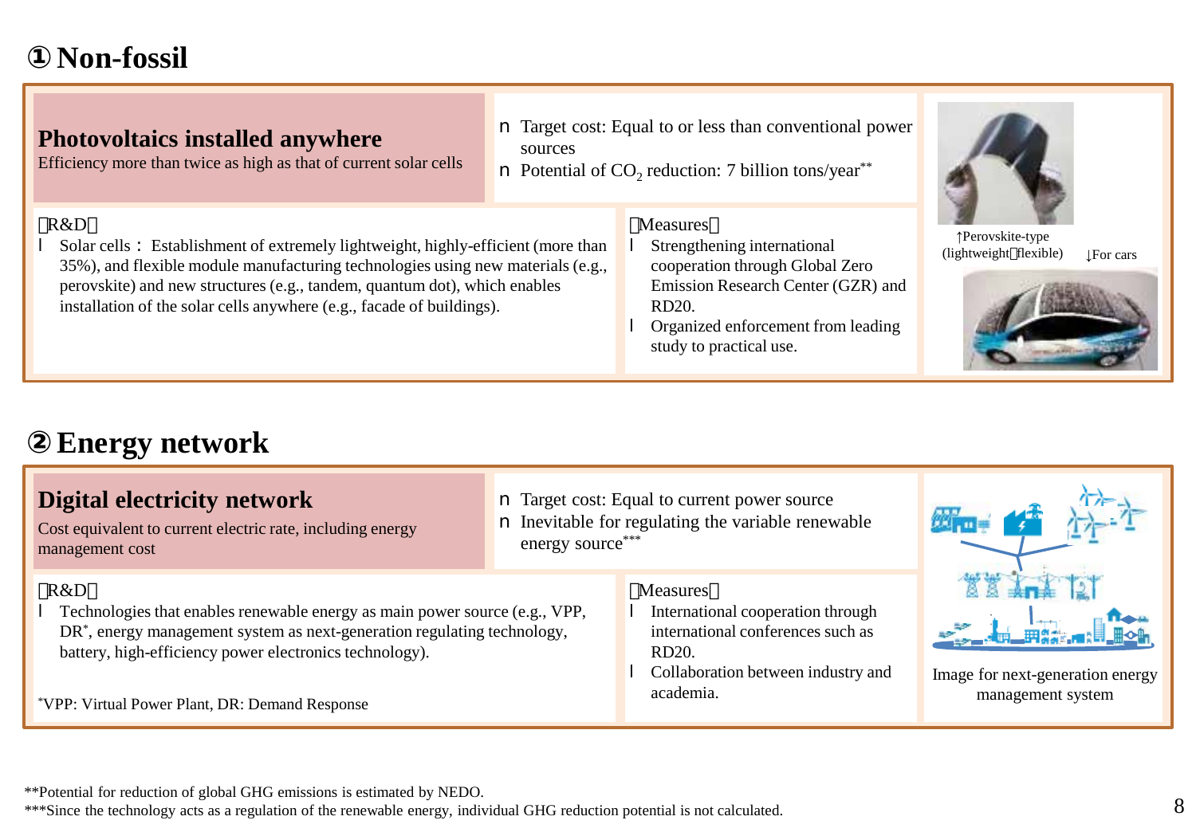# ① Non-fossil

## Photovoltaics installed anywhere

Efficiency more than twice as high as that of current solar cells

- Target cost: Equal to or less than conventional power sources
- Potential of $CO_2$ reduction: 7 billion tons/year**

【R&D】

- Solar cells： Establishment of extremely lightweight, highly-efficient (more than 35%), and flexible module manufacturing technologies using new materials (e.g., perovskite) and new structures (e.g., tandem, quantum dot), which enables installation of the solar cells anywhere (e.g., facade of buildings).

【Measures】

- Strengthening international cooperation through Global Zero Emission Research Center (GZR) and RD20.
- Organized enforcement from leading study to practical use.

↑Perovskite-type (lightweight・flexible)

↓For cars

# ② Energy network

## Digital electricity network

Cost equivalent to current electric rate, including energy management cost

- Target cost: Equal to current power source
- Inevitable for regulating the variable renewable energy source***

【R&D】

- Technologies that enables renewable energy as main power source (e.g., VPP, DR*, energy management system as next-generation regulating technology, battery, high-efficiency power electronics technology).

*VPP: Virtual Power Plant, DR: Demand Response

【Measures】

- International cooperation through international conferences such as RD20.
- Collaboration between industry and academia.

Image for next-generation energy management system

**Potential for reduction of global GHG emissions is estimated by NEDO.

***Since the technology acts as a regulation of the renewable energy, individual GHG reduction potential is not calculated.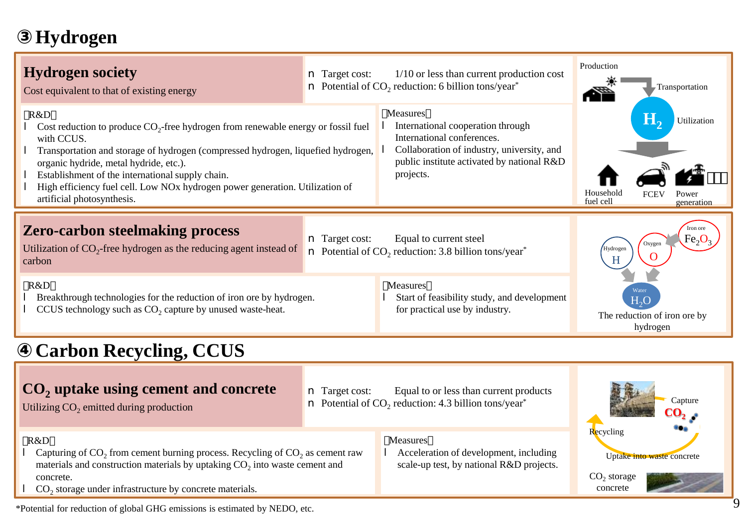# ③ Hydrogen

## Hydrogen society

Cost equivalent to that of existing energy

- Target cost: 1/10 or less than current production cost
- Potential of $CO_2$ reduction: 6 billion tons/year*

【R&D】

- Cost reduction to produce $CO_2$-free hydrogen from renewable energy or fossil fuel with CCUS.
- Transportation and storage of hydrogen (compressed hydrogen, liquefied hydrogen, organic hydride, metal hydride, etc.).
- Establishment of the international supply chain.
- High efficiency fuel cell. Low NOx hydrogen power generation. Utilization of artificial photosynthesis.

【Measures】

- International cooperation through International conferences.
- Collaboration of industry, university, and public institute activated by national R&D projects.

Production, Transportation, $H_2$, Utilization, Household fuel cell, FCEV, Power generation

## Zero-carbon steelmaking process

Utilization of $CO_2$-free hydrogen as the reducing agent instead of carbon

- Target cost: Equal to current steel
- Potential of $CO_2$ reduction: 3.8 billion tons/year*

【R&D】

- Breakthrough technologies for the reduction of iron ore by hydrogen.
- CCUS technology such as $CO_2$ capture by unused waste-heat.

【Measures】

- Start of feasibility study, and development for practical use by industry.

Iron ore $Fe_2O_3$, Hydrogen H, Oxygen O, Water $H_2O$

The reduction of iron ore by hydrogen

# ④ Carbon Recycling, CCUS

## $CO_2$ uptake using cement and concrete

Utilizing $CO_2$ emitted during production

- Target cost: Equal to or less than current products
- Potential of $CO_2$ reduction: 4.3 billion tons/year*

【R&D】

- Capturing of $CO_2$ from cement burning process. Recycling of $CO_2$ as cement raw materials and construction materials by uptaking $CO_2$ into waste cement and concrete.
- $CO_2$ storage under infrastructure by concrete materials.

【Measures】

- Acceleration of development, including scale-up test, by national R&D projects.

Capture, $CO_2$, Recycling, Uptake into waste concrete, $CO_2$ storage concrete

*Potential for reduction of global GHG emissions is estimated by NEDO, etc.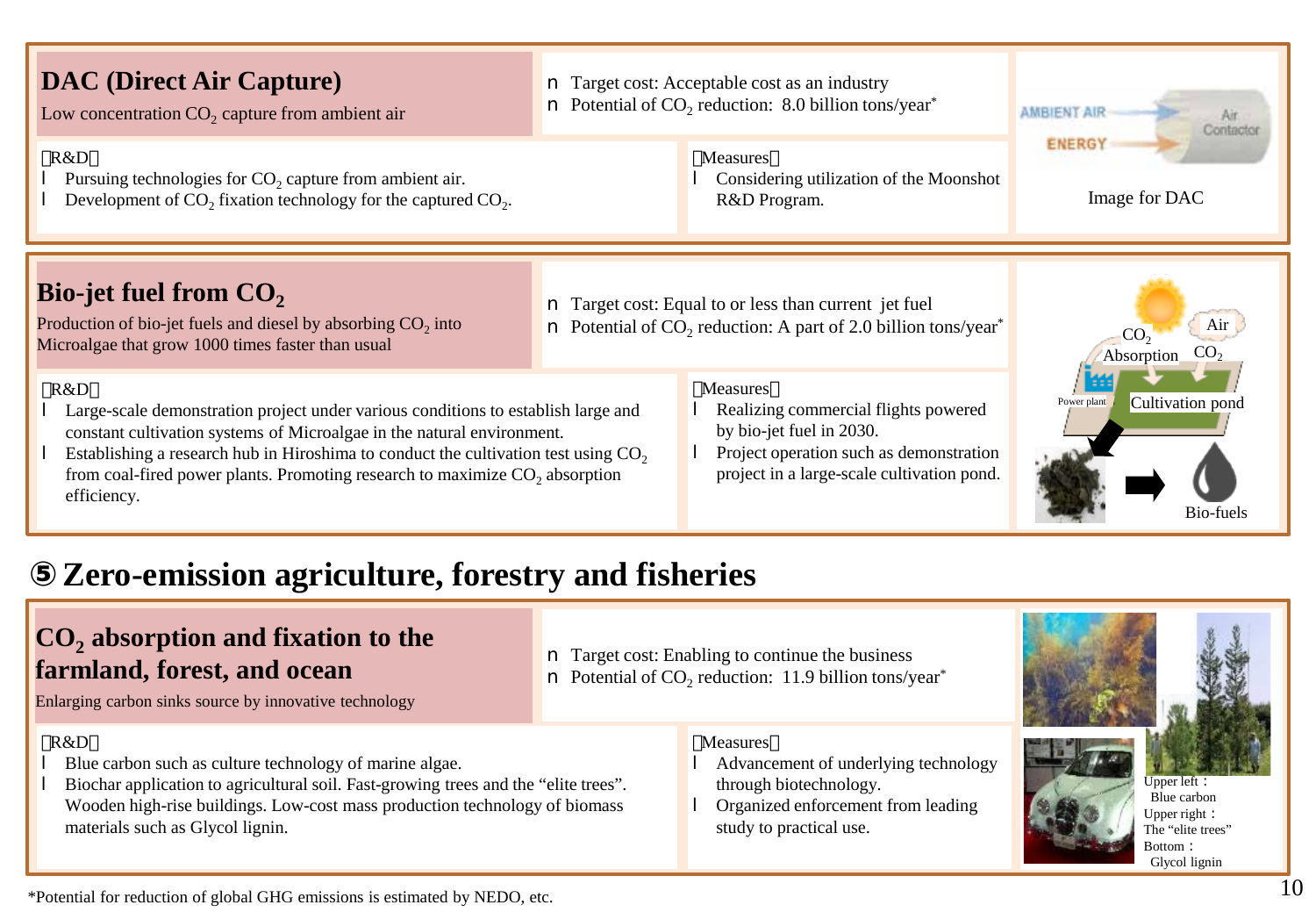## DAC (Direct Air Capture)

Low concentration $CO_2$ capture from ambient air

- Target cost: Acceptable cost as an industry
- Potential of $CO_2$ reduction: 8.0 billion tons/year*

【R&D】

- Pursuing technologies for $CO_2$ capture from ambient air.
- Development of $CO_2$ fixation technology for the captured $CO_2$.

【Measures】

- Considering utilization of the Moonshot R&D Program.

AMBIENT AIR / ENERGY / Air Contactor

Image for DAC

## Bio-jet fuel from $CO_2$

Production of bio-jet fuels and diesel by absorbing $CO_2$ into Microalgae that grow 1000 times faster than usual

- Target cost: Equal to or less than current jet fuel
- Potential of $CO_2$ reduction: A part of 2.0 billion tons/year*

【R&D】

- Large-scale demonstration project under various conditions to establish large and constant cultivation systems of Microalgae in the natural environment.
- Establishing a research hub in Hiroshima to conduct the cultivation test using $CO_2$ from coal-fired power plants. Promoting research to maximize $CO_2$ absorption efficiency.

【Measures】

- Realizing commercial flights powered by bio-jet fuel in 2030.
- Project operation such as demonstration project in a large-scale cultivation pond.

$CO_2$ Absorption / Air $CO_2$ / Power plant / Cultivation pond / Bio-fuels

# ⑤ Zero-emission agriculture, forestry and fisheries

## $CO_2$ absorption and fixation to the farmland, forest, and ocean

Enlarging carbon sinks source by innovative technology

- Target cost: Enabling to continue the business
- Potential of $CO_2$ reduction: 11.9 billion tons/year*

【R&D】

- Blue carbon such as culture technology of marine algae.
- Biochar application to agricultural soil. Fast-growing trees and the "elite trees". Wooden high-rise buildings. Low-cost mass production technology of biomass materials such as Glycol lignin.

【Measures】

- Advancement of underlying technology through biotechnology.
- Organized enforcement from leading study to practical use.

Upper left：Blue carbon
Upper right：The "elite trees"
Bottom：Glycol lignin

*Potential for reduction of global GHG emissions is estimated by NEDO, etc.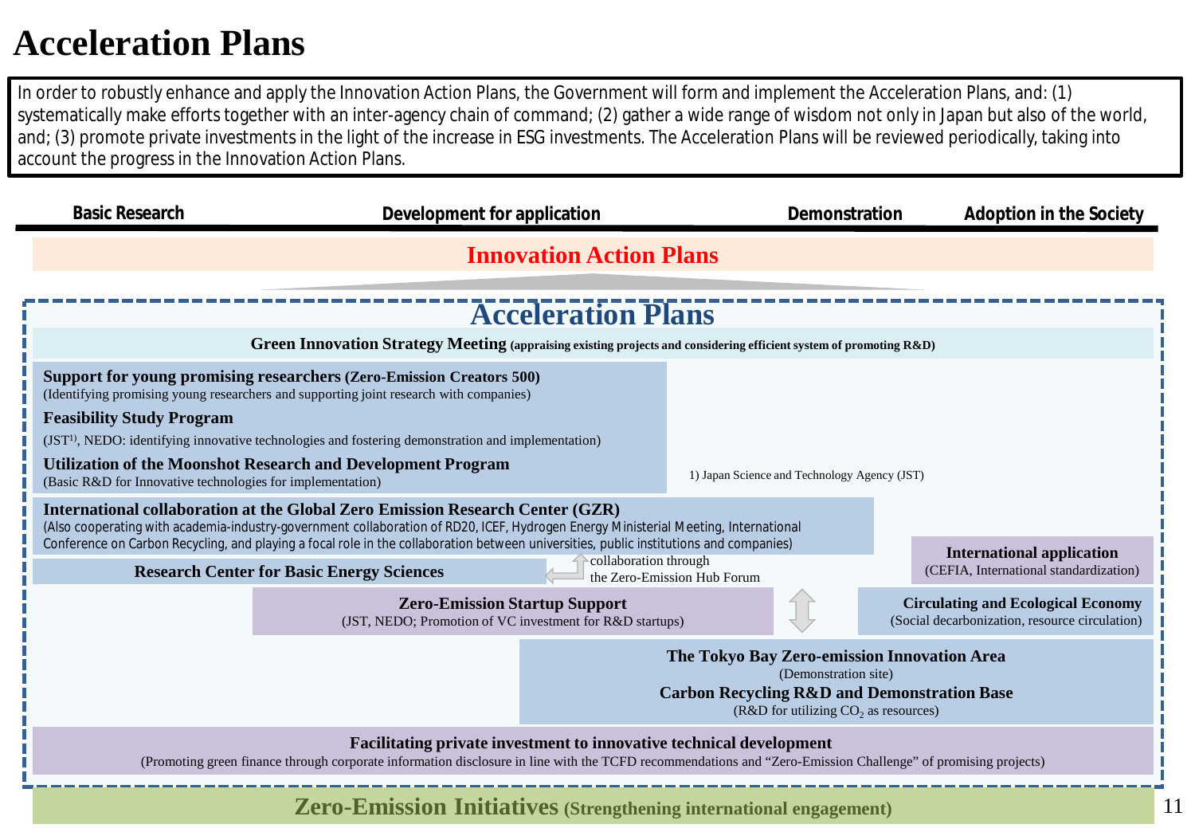# Acceleration Plans

In order to robustly enhance and apply the Innovation Action Plans, the Government will form and implement the Acceleration Plans, and: (1) systematically make efforts together with an inter-agency chain of command; (2) gather a wide range of wisdom not only in Japan but also of the world, and; (3) promote private investments in the light of the increase in ESG investments. The Acceleration Plans will be reviewed periodically, taking into account the progress in the Innovation Action Plans.

**Basic Research** | **Development for application** | **Demonstration** | **Adoption in the Society**

## Innovation Action Plans

## Acceleration Plans

**Green Innovation Strategy Meeting** (appraising existing projects and considering efficient system of promoting R&D)

**Support for young promising researchers (Zero-Emission Creators 500)**
(Identifying promising young researchers and supporting joint research with companies)

**Feasibility Study Program**
(JST[1], NEDO: identifying innovative technologies and fostering demonstration and implementation)

**Utilization of the Moonshot Research and Development Program**
(Basic R&D for Innovative technologies for implementation)

1) Japan Science and Technology Agency (JST)

**International collaboration at the Global Zero Emission Research Center (GZR)**
(Also cooperating with academia-industry-government collaboration of RD20, ICEF, Hydrogen Energy Ministerial Meeting, International Conference on Carbon Recycling, and playing a focal role in the collaboration between universities, public institutions and companies)

**Research Center for Basic Energy Sciences**

collaboration through the Zero-Emission Hub Forum

**International application**
(CEFIA, International standardization)

**Zero-Emission Startup Support**
(JST, NEDO; Promotion of VC investment for R&D startups)

**Circulating and Ecological Economy**
(Social decarbonization, resource circulation)

**The Tokyo Bay Zero-emission Innovation Area**
(Demonstration site)

**Carbon Recycling R&D and Demonstration Base**
(R&D for utilizing $CO_2$ as resources)

**Facilitating private investment to innovative technical development**
(Promoting green finance through corporate information disclosure in line with the TCFD recommendations and "Zero-Emission Challenge" of promising projects)

**Zero-Emission Initiatives** (Strengthening international engagement)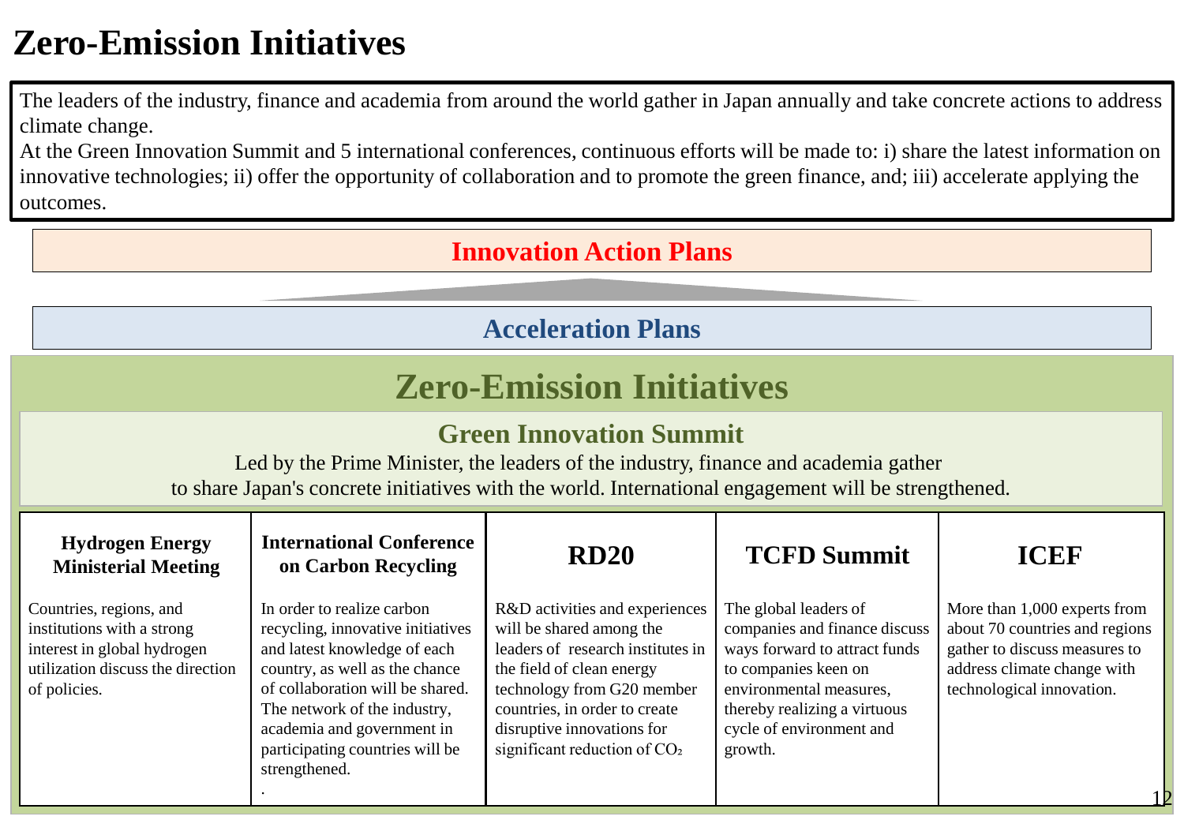# Zero-Emission Initiatives

The leaders of the industry, finance and academia from around the world gather in Japan annually and take concrete actions to address climate change.
At the Green Innovation Summit and 5 international conferences, continuous efforts will be made to: i) share the latest information on innovative technologies; ii) offer the opportunity of collaboration and to promote the green finance, and; iii) accelerate applying the outcomes.

**Innovation Action Plans**

**Acceleration Plans**

## Zero-Emission Initiatives

### Green Innovation Summit

Led by the Prime Minister, the leaders of the industry, finance and academia gather to share Japan's concrete initiatives with the world. International engagement will be strengthened.

| Hydrogen Energy Ministerial Meeting | International Conference on Carbon Recycling | RD20 | TCFD Summit | ICEF |
| --- | --- | --- | --- | --- |
| Countries, regions, and institutions with a strong interest in global hydrogen utilization discuss the direction of policies. | In order to realize carbon recycling, innovative initiatives and latest knowledge of each country, as well as the chance of collaboration will be shared. The network of the industry, academia and government in participating countries will be strengthened. | R&D activities and experiences will be shared among the leaders of research institutes in the field of clean energy technology from G20 member countries, in order to create disruptive innovations for significant reduction of $CO_2$ | The global leaders of companies and finance discuss ways forward to attract funds to companies keen on environmental measures, thereby realizing a virtuous cycle of environment and growth. | More than 1,000 experts from about 70 countries and regions gather to discuss measures to address climate change with technological innovation. |